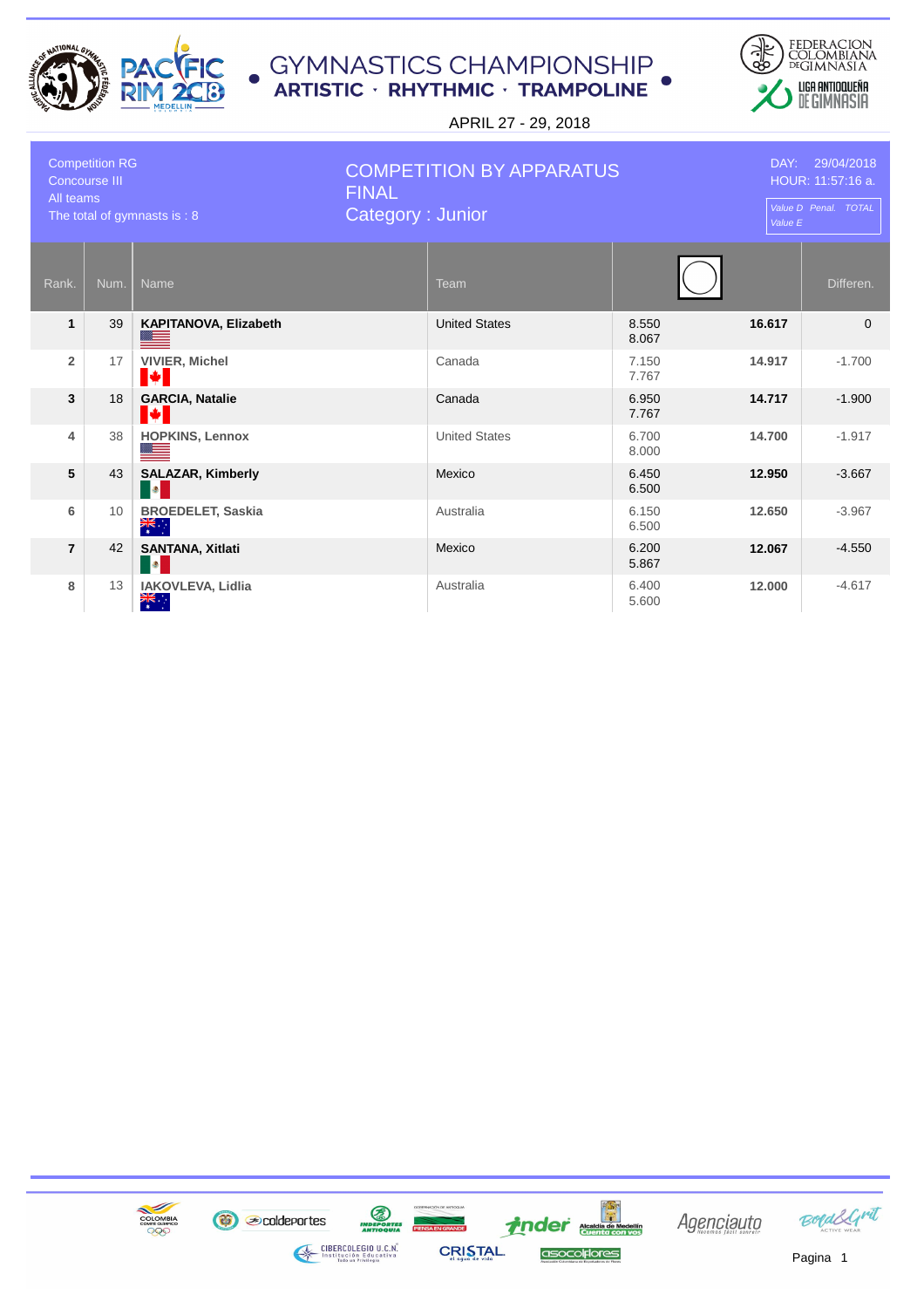# GYMNASTICS CHAMPIONSHIP

**ARTISTIC · RHYTHMIC · TRAMPOLINE**

APRIL 27 - 29, 2018

FEDERACION COLOMBIANA DE GIMNASIA
LIGA ANTIOQUEÑA DE GIMNASIA

Competition RG
Concourse III
All teams
The total of gymnasts is : 8

## COMPETITION BY APPARATUS FINAL

### Category : Junior

DAY: 29/04/2018
HOUR: 11:57:16 a.

*Value D Penal. TOTAL*
*Value E*

| Rank. | Num. | Name | Team | Value D / Value E | TOTAL | Differen. |
|---|---|---|---|---|---|---|
| 1 | 39 | **KAPITANOVA, Elizabeth** | United States | 8.550<br>8.067 | **16.617** | 0 |
| 2 | 17 | **VIVIER, Michel** | Canada | 7.150<br>7.767 | **14.917** | -1.700 |
| 3 | 18 | **GARCIA, Natalie** | Canada | 6.950<br>7.767 | **14.717** | -1.900 |
| 4 | 38 | **HOPKINS, Lennox** | United States | 6.700<br>8.000 | **14.700** | -1.917 |
| 5 | 43 | **SALAZAR, Kimberly** | Mexico | 6.450<br>6.500 | **12.950** | -3.667 |
| 6 | 10 | **BROEDELET, Saskia** | Australia | 6.150<br>6.500 | **12.650** | -3.967 |
| 7 | 42 | **SANTANA, Xitlati** | Mexico | 6.200<br>5.867 | **12.067** | -4.550 |
| 8 | 13 | **IAKOVLEVA, Lidlia** | Australia | 6.400<br>5.600 | **12.000** | -4.617 |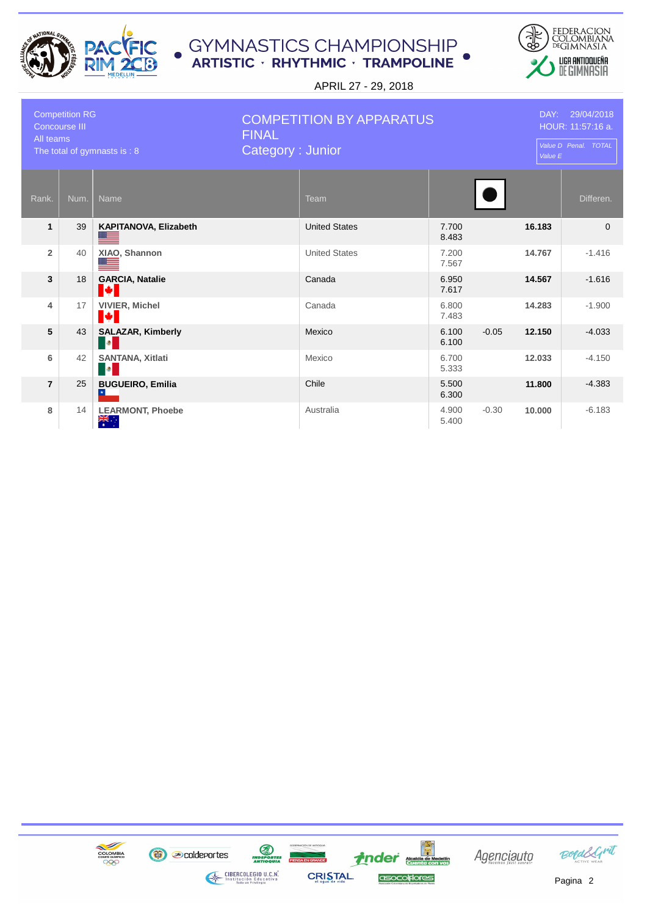# GYMNASTICS CHAMPIONSHIP

**ARTISTIC · RHYTHMIC · TRAMPOLINE**

APRIL 27 - 29, 2018

Competition RG
Concourse III
All teams
The total of gymnasts is : 8

## COMPETITION BY APPARATUS
## FINAL
## Category : Junior

DAY: 29/04/2018
HOUR: 11:57:16 a.

*Value D Penal. TOTAL*
*Value E*

| Rank. | Num. | Name | Team | Value D / Value E | Penal. | TOTAL | Differen. |
|---|---|---|---|---|---|---|---|
| **1** | 39 | **KAPITANOVA, Elizabeth** | United States | 7.700<br>8.483 | | **16.183** | 0 |
| 2 | 40 | XIAO, Shannon | United States | 7.200<br>7.567 | | **14.767** | -1.416 |
| **3** | 18 | **GARCIA, Natalie** | Canada | 6.950<br>7.617 | | **14.567** | -1.616 |
| 4 | 17 | VIVIER, Michel | Canada | 6.800<br>7.483 | | **14.283** | -1.900 |
| **5** | 43 | **SALAZAR, Kimberly** | Mexico | 6.100<br>6.100 | -0.05 | **12.150** | -4.033 |
| 6 | 42 | SANTANA, Xitlati | Mexico | 6.700<br>5.333 | | **12.033** | -4.150 |
| **7** | 25 | **BUGUEIRO, Emilia** | Chile | 5.500<br>6.300 | | **11.800** | -4.383 |
| 8 | 14 | LEARMONT, Phoebe | Australia | 4.900<br>5.400 | -0.30 | **10.000** | -6.183 |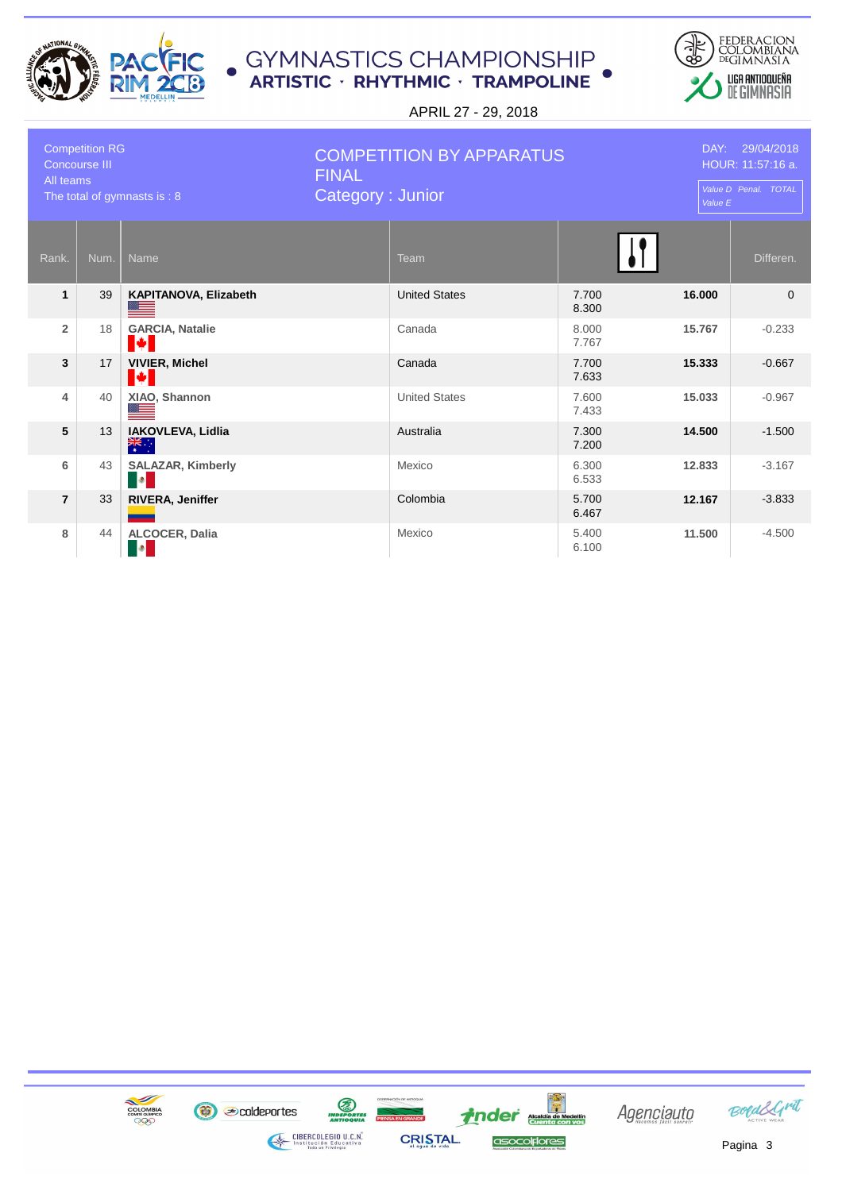# GYMNASTICS CHAMPIONSHIP

**ARTISTIC · RHYTHMIC · TRAMPOLINE**

APRIL 27 - 29, 2018

Competition RG
Concourse III
All teams
The total of gymnasts is : 8

## COMPETITION BY APPARATUS
## FINAL
## Category : Junior

DAY: 29/04/2018
HOUR: 11:57:16 a.

*Value D Penal. TOTAL*
*Value E*

| Rank. | Num. | Name | Team | Value D / Value E | TOTAL | Differen. |
|---|---|---|---|---|---|---|
| **1** | 39 | **KAPITANOVA, Elizabeth** | United States | 7.700<br>8.300 | **16.000** | 0 |
| **2** | 18 | **GARCIA, Natalie** | Canada | 8.000<br>7.767 | **15.767** | -0.233 |
| **3** | 17 | **VIVIER, Michel** | Canada | 7.700<br>7.633 | **15.333** | -0.667 |
| **4** | 40 | **XIAO, Shannon** | United States | 7.600<br>7.433 | **15.033** | -0.967 |
| **5** | 13 | **IAKOVLEVA, Lidlia** | Australia | 7.300<br>7.200 | **14.500** | -1.500 |
| **6** | 43 | **SALAZAR, Kimberly** | Mexico | 6.300<br>6.533 | **12.833** | -3.167 |
| **7** | 33 | **RIVERA, Jeniffer** | Colombia | 5.700<br>6.467 | **12.167** | -3.833 |
| **8** | 44 | **ALCOCER, Dalia** | Mexico | 5.400<br>6.100 | **11.500** | -4.500 |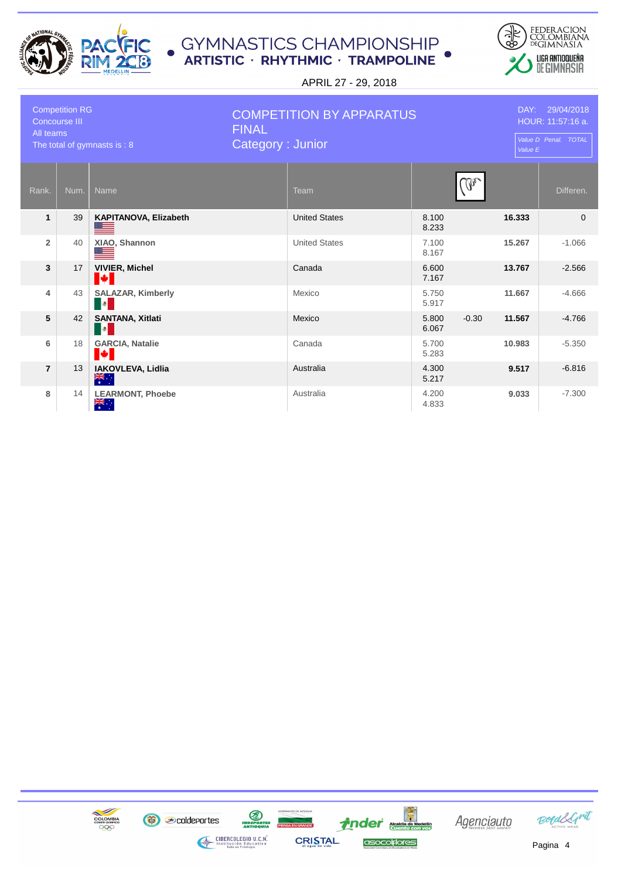# GYMNASTICS CHAMPIONSHIP

**ARTISTIC · RHYTHMIC · TRAMPOLINE**

APRIL 27 - 29, 2018

Competition RG
Concourse III
All teams
The total of gymnasts is : 8

## COMPETITION BY APPARATUS FINAL

Category : Junior

DAY: 29/04/2018
HOUR: 11:57:16 a.

*Value D Penal. TOTAL*
*Value E*

| Rank. | Num. | Name | Team | Value D / Value E | Penal. | TOTAL | Differen. |
|---|---|---|---|---|---|---|---|
| **1** | 39 | **KAPITANOVA, Elizabeth** | United States | 8.100 / 8.233 | | **16.333** | 0 |
| 2 | 40 | **XIAO, Shannon** | United States | 7.100 / 8.167 | | **15.267** | -1.066 |
| **3** | 17 | **VIVIER, Michel** | Canada | 6.600 / 7.167 | | **13.767** | -2.566 |
| 4 | 43 | **SALAZAR, Kimberly** | Mexico | 5.750 / 5.917 | | **11.667** | -4.666 |
| **5** | 42 | **SANTANA, Xitlati** | Mexico | 5.800 / 6.067 | -0.30 | **11.567** | -4.766 |
| 6 | 18 | **GARCIA, Natalie** | Canada | 5.700 / 5.283 | | **10.983** | -5.350 |
| **7** | 13 | **IAKOVLEVA, Lidlia** | Australia | 4.300 / 5.217 | | **9.517** | -6.816 |
| 8 | 14 | **LEARMONT, Phoebe** | Australia | 4.200 / 4.833 | | **9.033** | -7.300 |